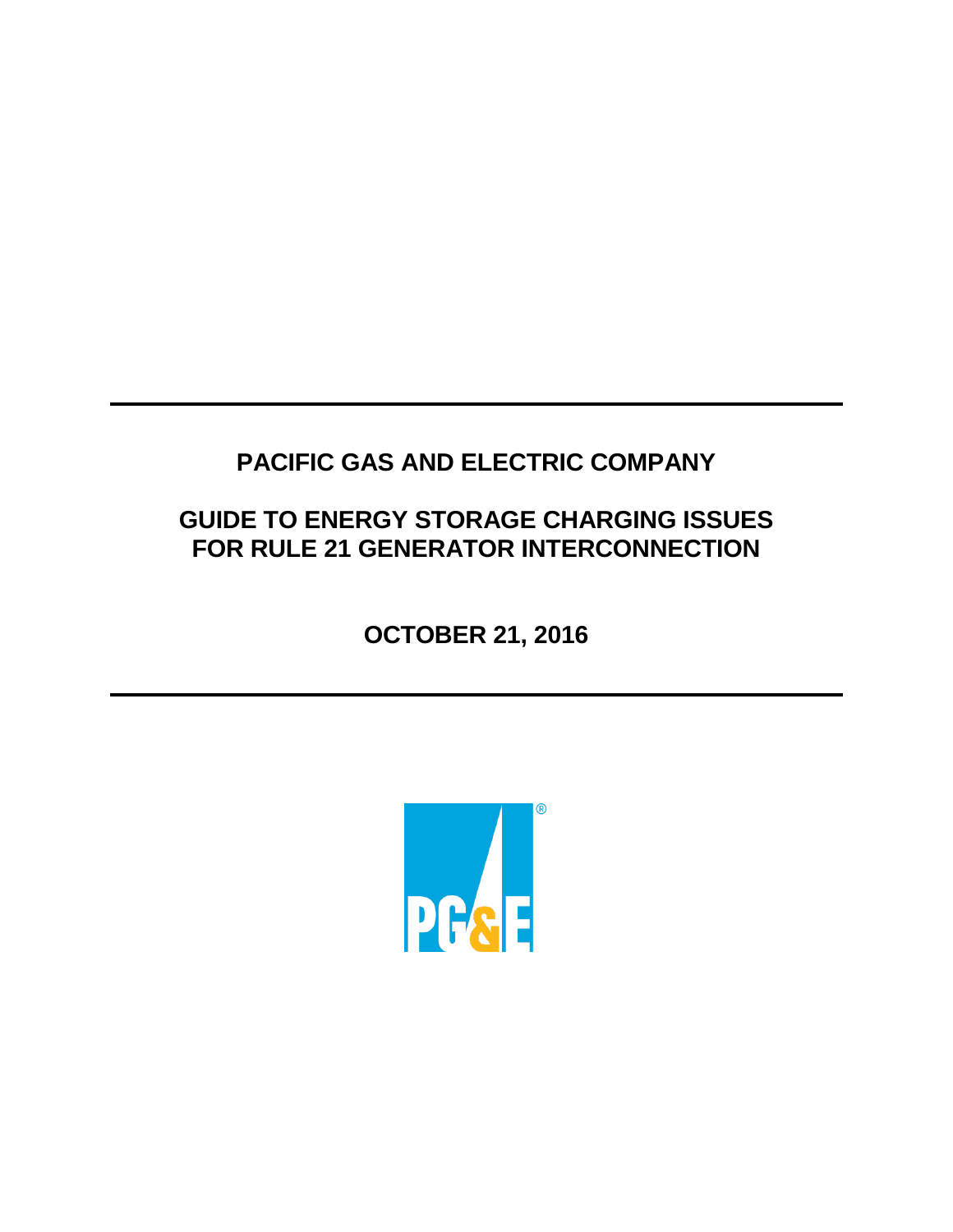# PACIFIC GAS AND ELECTRIC COMPANY

## GUIDE TO ENERGY STORAGE CHARGING ISSUES FOR RULE 21 GENERATOR INTERCONNECTION

**OCTOBER 21, 2016**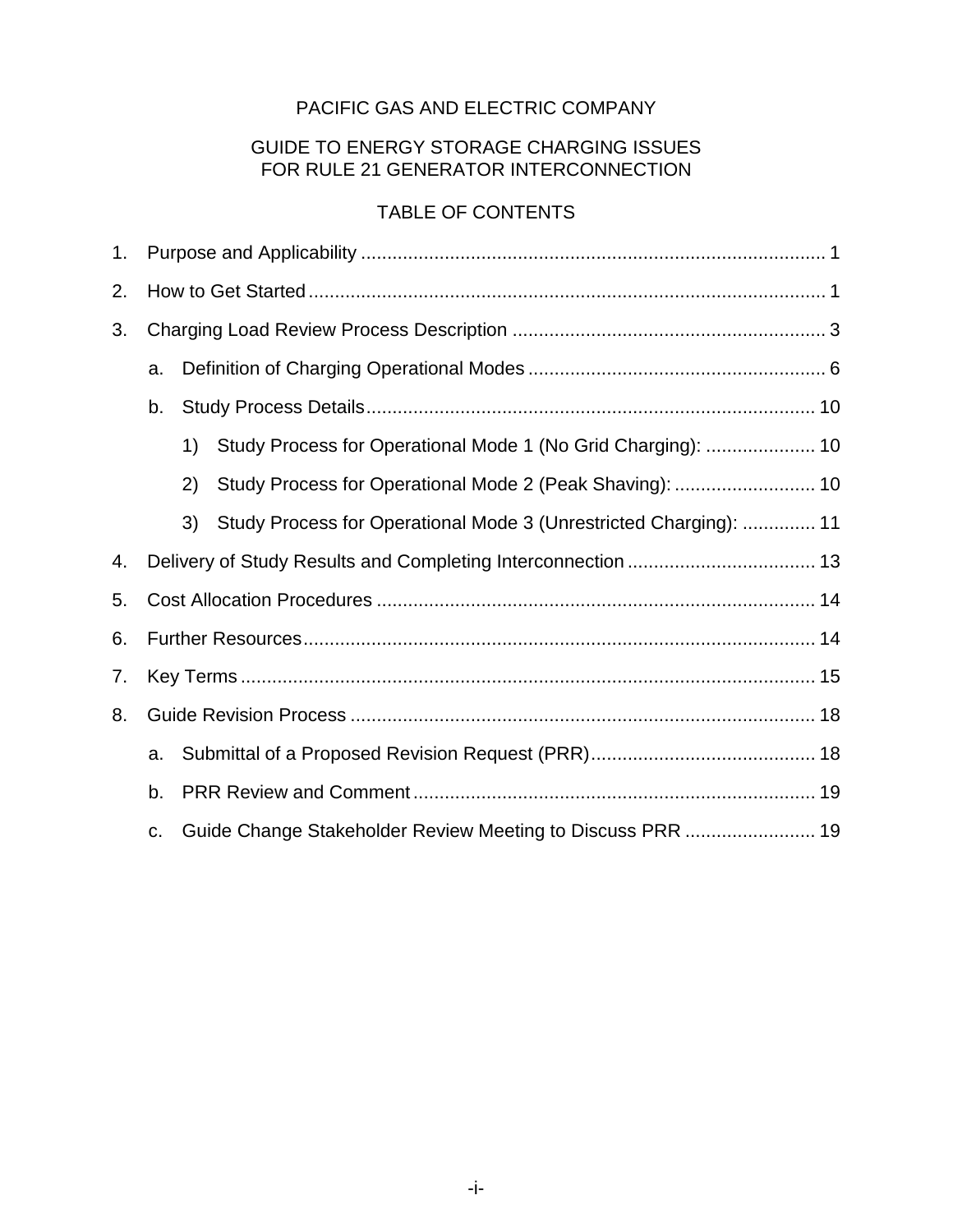PACIFIC GAS AND ELECTRIC COMPANY

GUIDE TO ENERGY STORAGE CHARGING ISSUES
FOR RULE 21 GENERATOR INTERCONNECTION

TABLE OF CONTENTS

1. Purpose and Applicability ........................................................................................ 1
2. How to Get Started .................................................................................................. 1
3. Charging Load Review Process Description ........................................................... 3
   a. Definition of Charging Operational Modes ......................................................... 6
   b. Study Process Details ...................................................................................... 10
      1) Study Process for Operational Mode 1 (No Grid Charging): ..................... 10
      2) Study Process for Operational Mode 2 (Peak Shaving): ........................... 10
      3) Study Process for Operational Mode 3 (Unrestricted Charging): .............. 11
4. Delivery of Study Results and Completing Interconnection .................................... 13
5. Cost Allocation Procedures .................................................................................... 14
6. Further Resources .................................................................................................. 14
7. Key Terms .............................................................................................................. 15
8. Guide Revision Process ......................................................................................... 18
   a. Submittal of a Proposed Revision Request (PRR) ........................................... 18
   b. PRR Review and Comment ............................................................................. 19
   c. Guide Change Stakeholder Review Meeting to Discuss PRR ......................... 19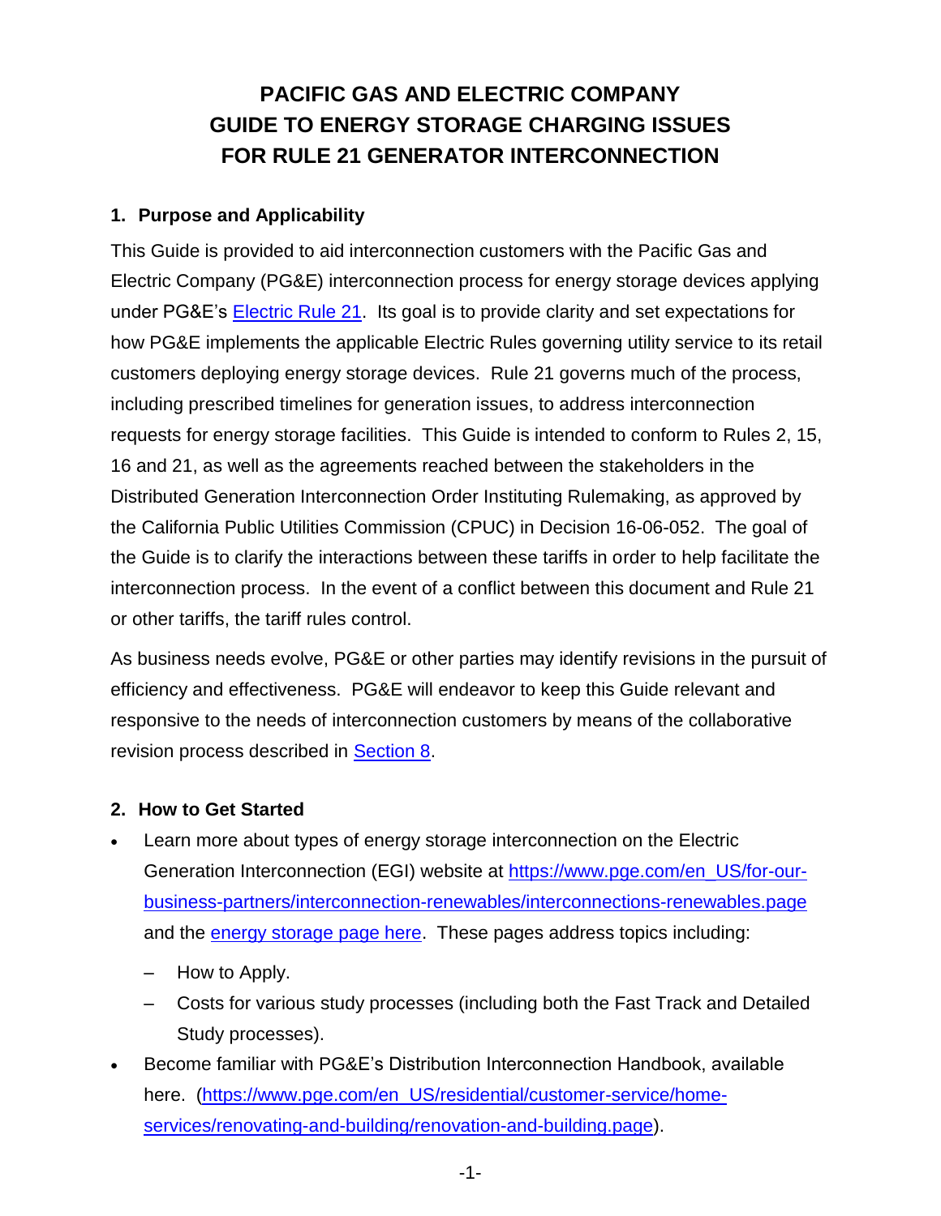# PACIFIC GAS AND ELECTRIC COMPANY GUIDE TO ENERGY STORAGE CHARGING ISSUES FOR RULE 21 GENERATOR INTERCONNECTION

## 1. Purpose and Applicability

This Guide is provided to aid interconnection customers with the Pacific Gas and Electric Company (PG&E) interconnection process for energy storage devices applying under PG&E's [Electric Rule 21](). Its goal is to provide clarity and set expectations for how PG&E implements the applicable Electric Rules governing utility service to its retail customers deploying energy storage devices. Rule 21 governs much of the process, including prescribed timelines for generation issues, to address interconnection requests for energy storage facilities. This Guide is intended to conform to Rules 2, 15, 16 and 21, as well as the agreements reached between the stakeholders in the Distributed Generation Interconnection Order Instituting Rulemaking, as approved by the California Public Utilities Commission (CPUC) in Decision 16-06-052. The goal of the Guide is to clarify the interactions between these tariffs in order to help facilitate the interconnection process. In the event of a conflict between this document and Rule 21 or other tariffs, the tariff rules control.

As business needs evolve, PG&E or other parties may identify revisions in the pursuit of efficiency and effectiveness. PG&E will endeavor to keep this Guide relevant and responsive to the needs of interconnection customers by means of the collaborative revision process described in [Section 8]().

## 2. How to Get Started

- Learn more about types of energy storage interconnection on the Electric Generation Interconnection (EGI) website at https://www.pge.com/en_US/for-our-business-partners/interconnection-renewables/interconnections-renewables.page and the [energy storage page here](). These pages address topics including:
  - How to Apply.
  - Costs for various study processes (including both the Fast Track and Detailed Study processes).
- Become familiar with PG&E's Distribution Interconnection Handbook, available here. (https://www.pge.com/en_US/residential/customer-service/home-services/renovating-and-building/renovation-and-building.page).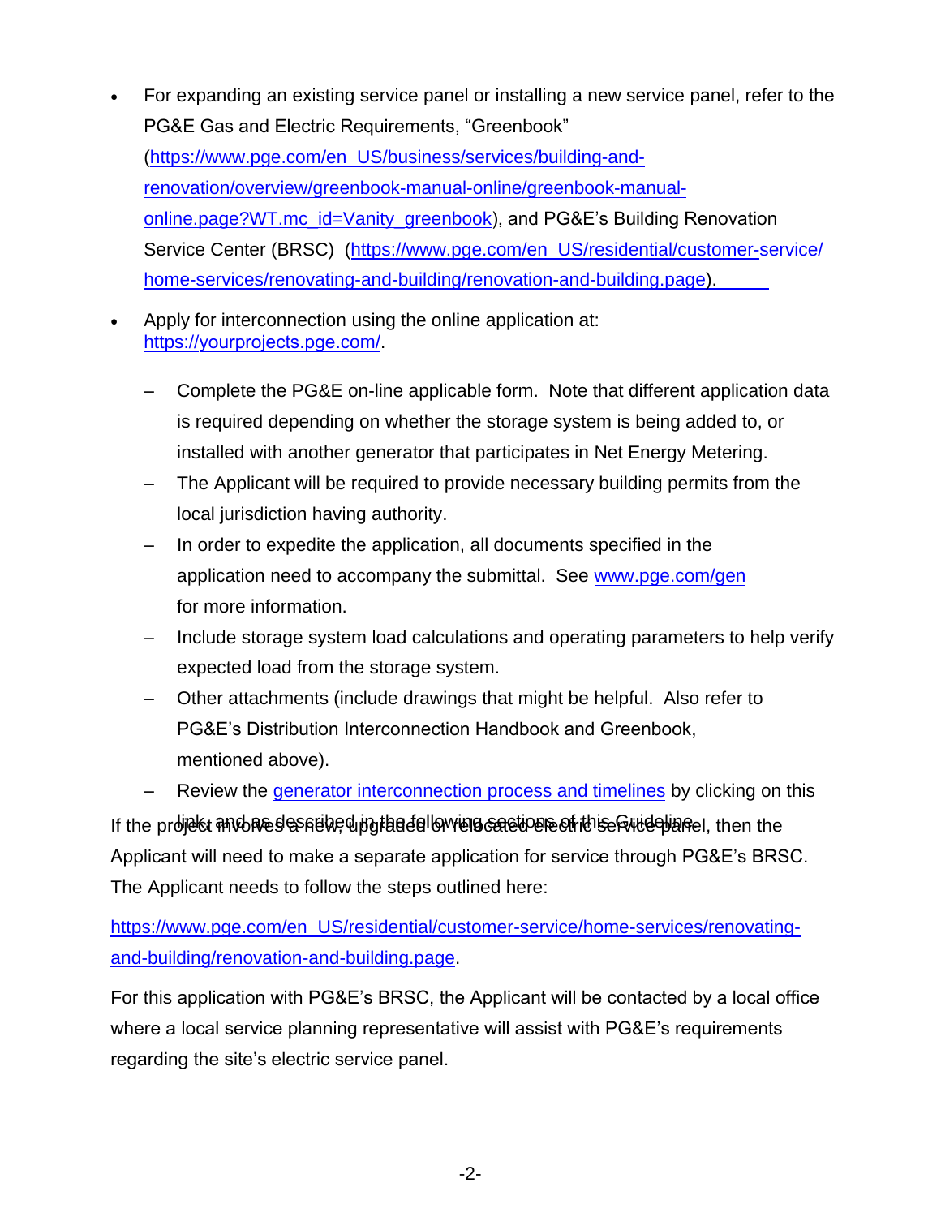- For expanding an existing service panel or installing a new service panel, refer to the PG&E Gas and Electric Requirements, "Greenbook" (https://www.pge.com/en_US/business/services/building-and-renovation/overview/greenbook-manual-online/greenbook-manual-online.page?WT.mc_id=Vanity_greenbook), and PG&E's Building Renovation Service Center (BRSC) (https://www.pge.com/en_US/residential/customer-service/home-services/renovating-and-building/renovation-and-building.page).
- Apply for interconnection using the online application at: https://yourprojects.pge.com/.
  - Complete the PG&E on-line applicable form. Note that different application data is required depending on whether the storage system is being added to, or installed with another generator that participates in Net Energy Metering.
  - The Applicant will be required to provide necessary building permits from the local jurisdiction having authority.
  - In order to expedite the application, all documents specified in the application need to accompany the submittal. See www.pge.com/gen for more information.
  - Include storage system load calculations and operating parameters to help verify expected load from the storage system.
  - Other attachments (include drawings that might be helpful. Also refer to PG&E's Distribution Interconnection Handbook and Greenbook, mentioned above).
  - Review the generator interconnection process and timelines by clicking on this link, and as described in the following sections of this Guideline.

If the project involves a new, upgraded or relocated electric service panel, then the Applicant will need to make a separate application for service through PG&E's BRSC. The Applicant needs to follow the steps outlined here:

https://www.pge.com/en_US/residential/customer-service/home-services/renovating-and-building/renovation-and-building.page.

For this application with PG&E's BRSC, the Applicant will be contacted by a local office where a local service planning representative will assist with PG&E's requirements regarding the site's electric service panel.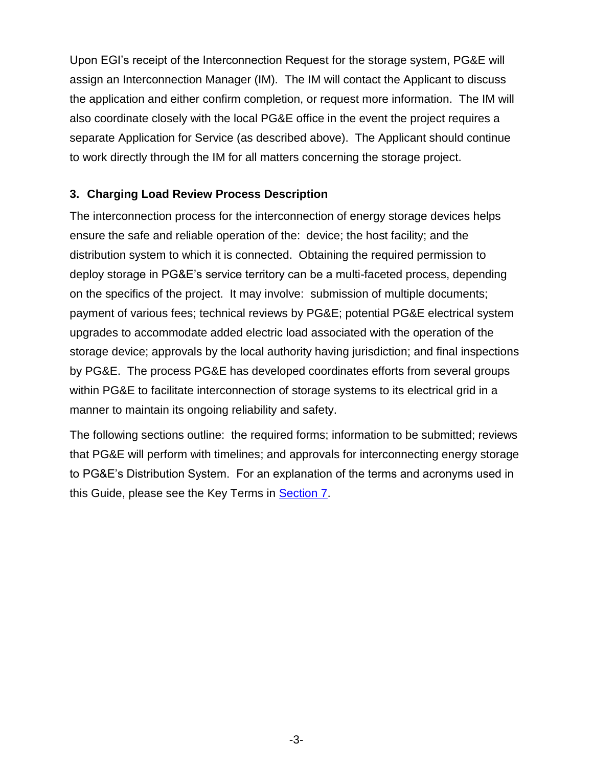Upon EGI's receipt of the Interconnection Request for the storage system, PG&E will assign an Interconnection Manager (IM). The IM will contact the Applicant to discuss the application and either confirm completion, or request more information. The IM will also coordinate closely with the local PG&E office in the event the project requires a separate Application for Service (as described above). The Applicant should continue to work directly through the IM for all matters concerning the storage project.

## 3. Charging Load Review Process Description

The interconnection process for the interconnection of energy storage devices helps ensure the safe and reliable operation of the: device; the host facility; and the distribution system to which it is connected. Obtaining the required permission to deploy storage in PG&E's service territory can be a multi-faceted process, depending on the specifics of the project. It may involve: submission of multiple documents; payment of various fees; technical reviews by PG&E; potential PG&E electrical system upgrades to accommodate added electric load associated with the operation of the storage device; approvals by the local authority having jurisdiction; and final inspections by PG&E. The process PG&E has developed coordinates efforts from several groups within PG&E to facilitate interconnection of storage systems to its electrical grid in a manner to maintain its ongoing reliability and safety.

The following sections outline: the required forms; information to be submitted; reviews that PG&E will perform with timelines; and approvals for interconnecting energy storage to PG&E's Distribution System. For an explanation of the terms and acronyms used in this Guide, please see the Key Terms in Section 7.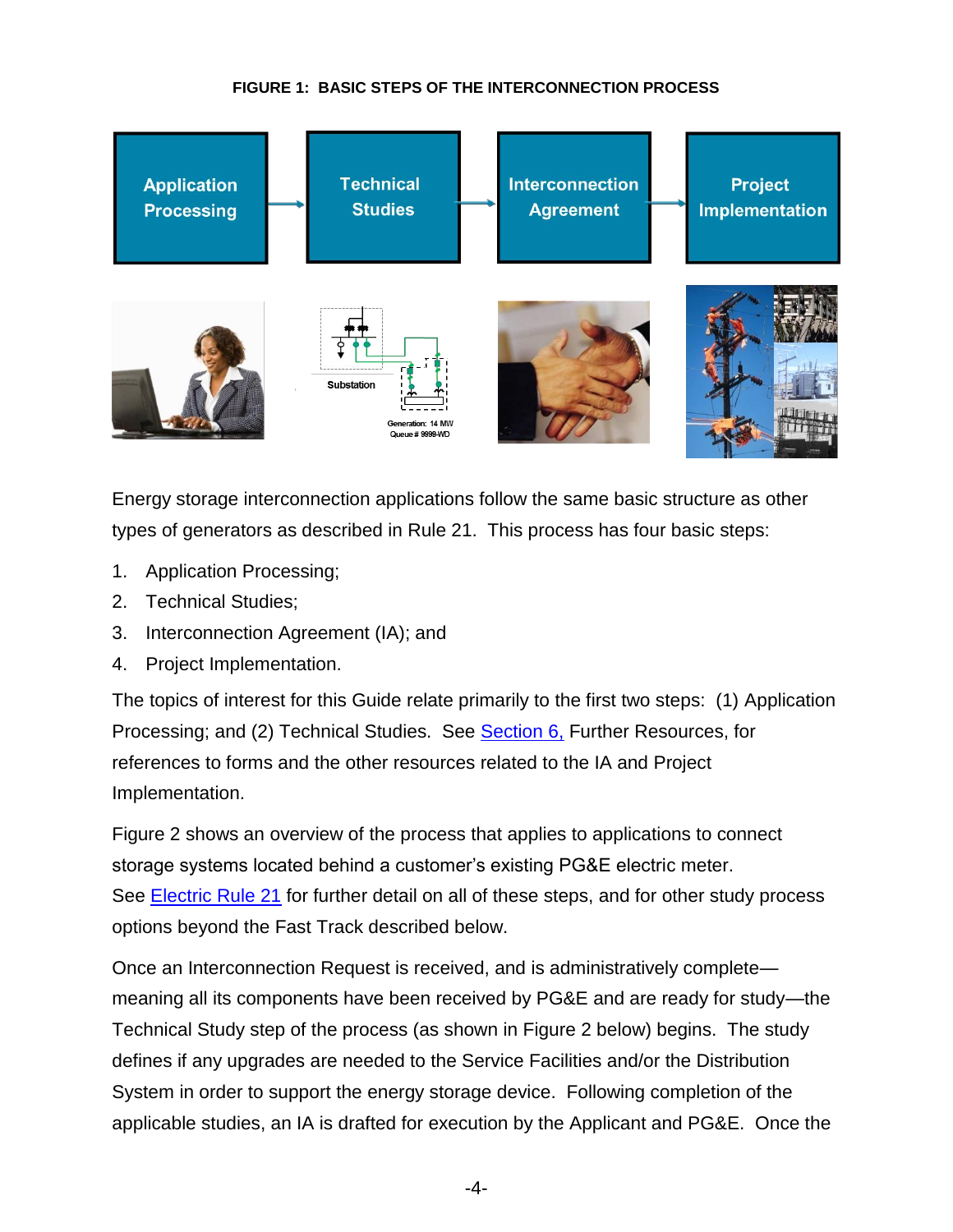**FIGURE 1: BASIC STEPS OF THE INTERCONNECTION PROCESS**

Application Processing → Technical Studies → Interconnection Agreement → Project Implementation

Energy storage interconnection applications follow the same basic structure as other types of generators as described in Rule 21. This process has four basic steps:

1. Application Processing;
2. Technical Studies;
3. Interconnection Agreement (IA); and
4. Project Implementation.

The topics of interest for this Guide relate primarily to the first two steps: (1) Application Processing; and (2) Technical Studies. See Section 6, Further Resources, for references to forms and the other resources related to the IA and Project Implementation.

Figure 2 shows an overview of the process that applies to applications to connect storage systems located behind a customer's existing PG&E electric meter. See Electric Rule 21 for further detail on all of these steps, and for other study process options beyond the Fast Track described below.

Once an Interconnection Request is received, and is administratively complete—meaning all its components have been received by PG&E and are ready for study—the Technical Study step of the process (as shown in Figure 2 below) begins. The study defines if any upgrades are needed to the Service Facilities and/or the Distribution System in order to support the energy storage device. Following completion of the applicable studies, an IA is drafted for execution by the Applicant and PG&E. Once the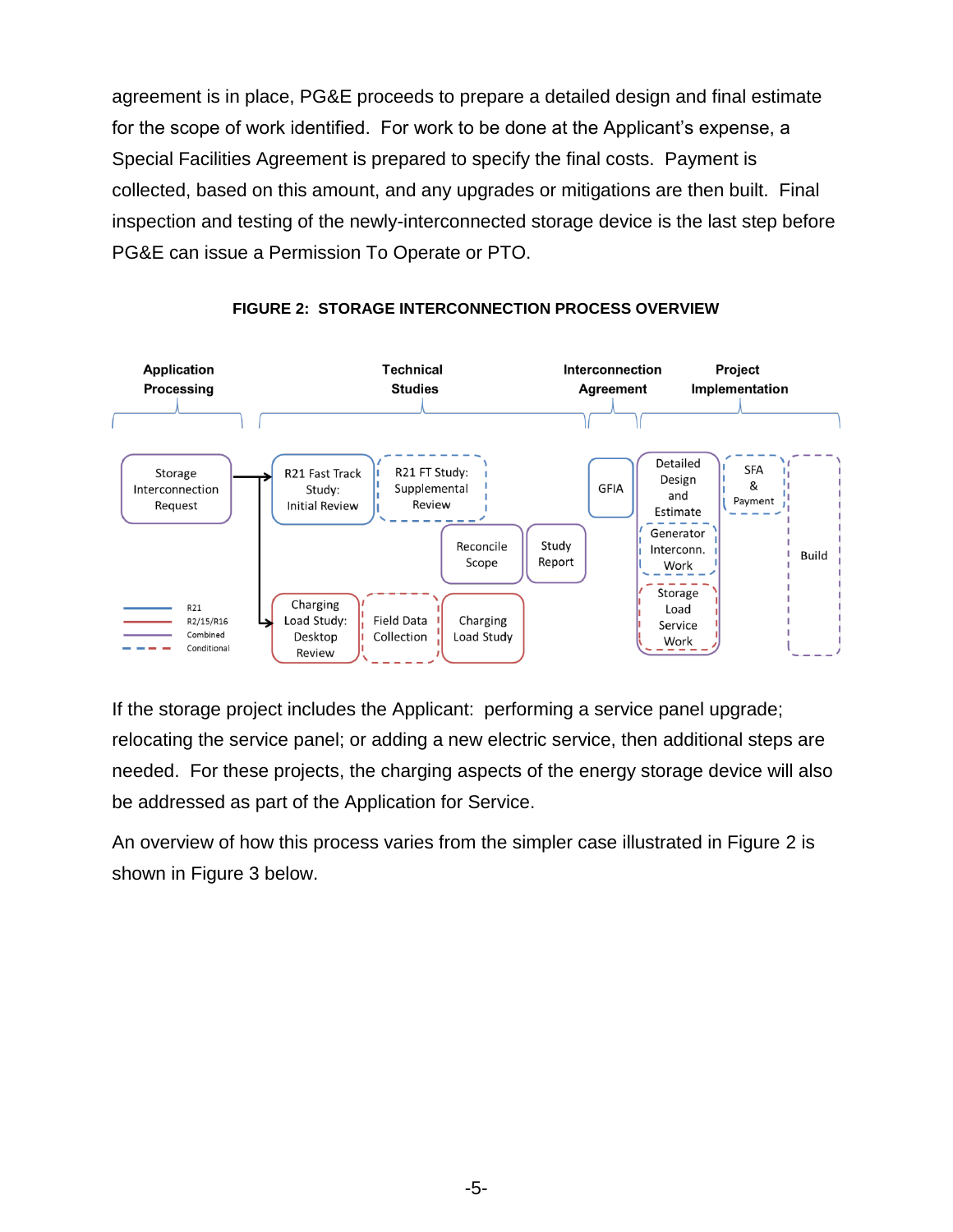agreement is in place, PG&E proceeds to prepare a detailed design and final estimate for the scope of work identified. For work to be done at the Applicant's expense, a Special Facilities Agreement is prepared to specify the final costs. Payment is collected, based on this amount, and any upgrades or mitigations are then built. Final inspection and testing of the newly-interconnected storage device is the last step before PG&E can issue a Permission To Operate or PTO.

**FIGURE 2: STORAGE INTERCONNECTION PROCESS OVERVIEW**

Application Processing | Technical Studies | Interconnection Agreement | Project Implementation

Storage Interconnection Request → R21 Fast Track Study: Initial Review → R21 FT Study: Supplemental Review → Reconcile Scope → Study Report → GFIA → Detailed Design and Estimate; Generator Interconn. Work; Storage Load Service Work → SFA & Payment → Build

Storage Interconnection Request → Charging Load Study: Desktop Review → Field Data Collection → Charging Load Study

R21
R2/15/R16
Combined
Conditional

If the storage project includes the Applicant: performing a service panel upgrade; relocating the service panel; or adding a new electric service, then additional steps are needed. For these projects, the charging aspects of the energy storage device will also be addressed as part of the Application for Service.

An overview of how this process varies from the simpler case illustrated in Figure 2 is shown in Figure 3 below.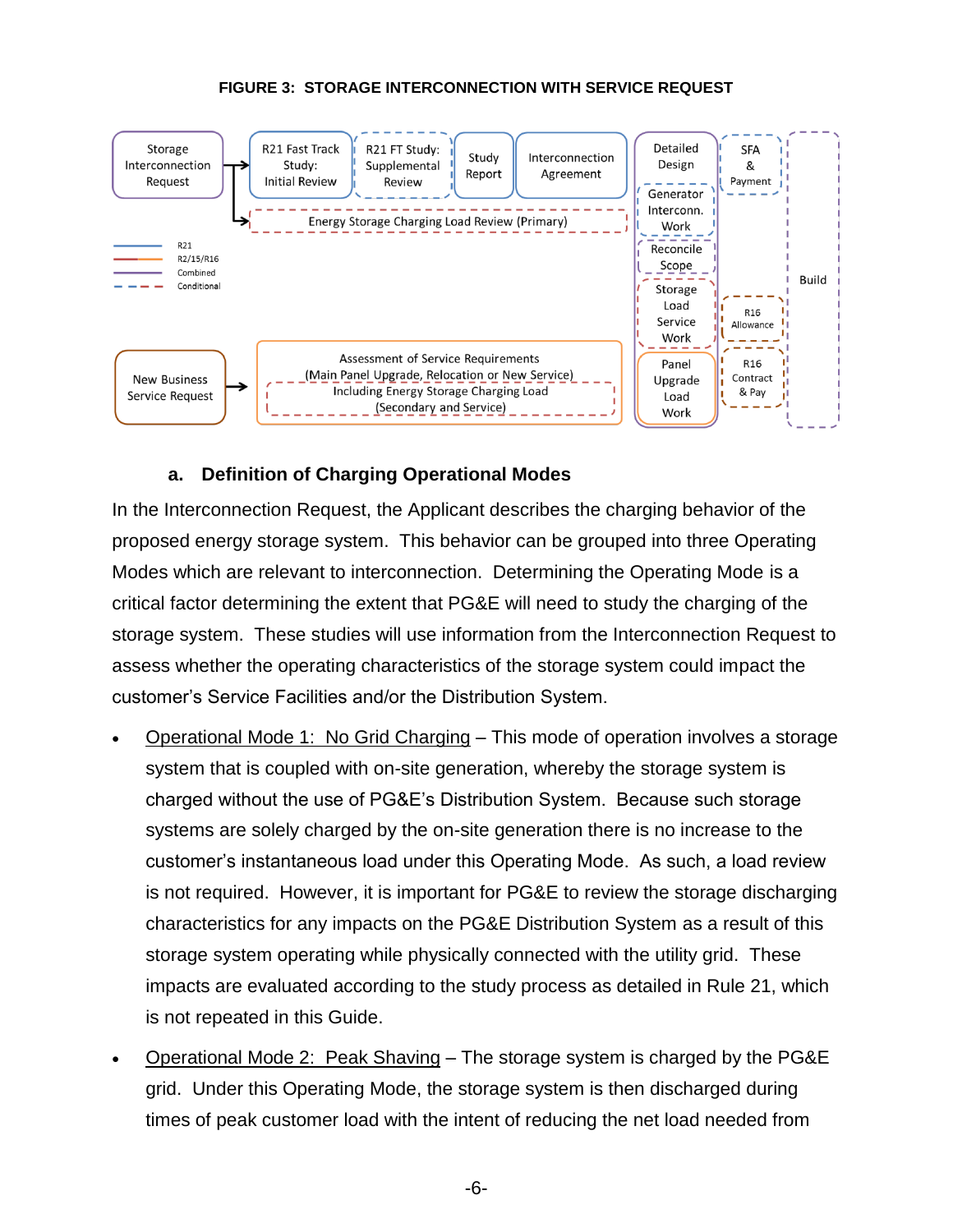**FIGURE 3: STORAGE INTERCONNECTION WITH SERVICE REQUEST**

Storage Interconnection Request → R21 Fast Track Study: Initial Review → R21 FT Study: Supplemental Review → Study Report → Interconnection Agreement → Detailed Design → SFA & Payment → Build

Storage Interconnection Request → Energy Storage Charging Load Review (Primary)

Detailed Design: Generator Interconn. Work; Reconcile Scope; Storage Load Service Work; Panel Upgrade Load Work

R16 Allowance; R16 Contract & Pay

New Business Service Request → Assessment of Service Requirements (Main Panel Upgrade, Relocation or New Service) Including Energy Storage Charging Load (Secondary and Service)

Legend: R21; R2/15/R16; Combined; Conditional

## a. Definition of Charging Operational Modes

In the Interconnection Request, the Applicant describes the charging behavior of the proposed energy storage system. This behavior can be grouped into three Operating Modes which are relevant to interconnection. Determining the Operating Mode is a critical factor determining the extent that PG&E will need to study the charging of the storage system. These studies will use information from the Interconnection Request to assess whether the operating characteristics of the storage system could impact the customer's Service Facilities and/or the Distribution System.

- Operational Mode 1: No Grid Charging – This mode of operation involves a storage system that is coupled with on-site generation, whereby the storage system is charged without the use of PG&E's Distribution System. Because such storage systems are solely charged by the on-site generation there is no increase to the customer's instantaneous load under this Operating Mode. As such, a load review is not required. However, it is important for PG&E to review the storage discharging characteristics for any impacts on the PG&E Distribution System as a result of this storage system operating while physically connected with the utility grid. These impacts are evaluated according to the study process as detailed in Rule 21, which is not repeated in this Guide.
- Operational Mode 2: Peak Shaving – The storage system is charged by the PG&E grid. Under this Operating Mode, the storage system is then discharged during times of peak customer load with the intent of reducing the net load needed from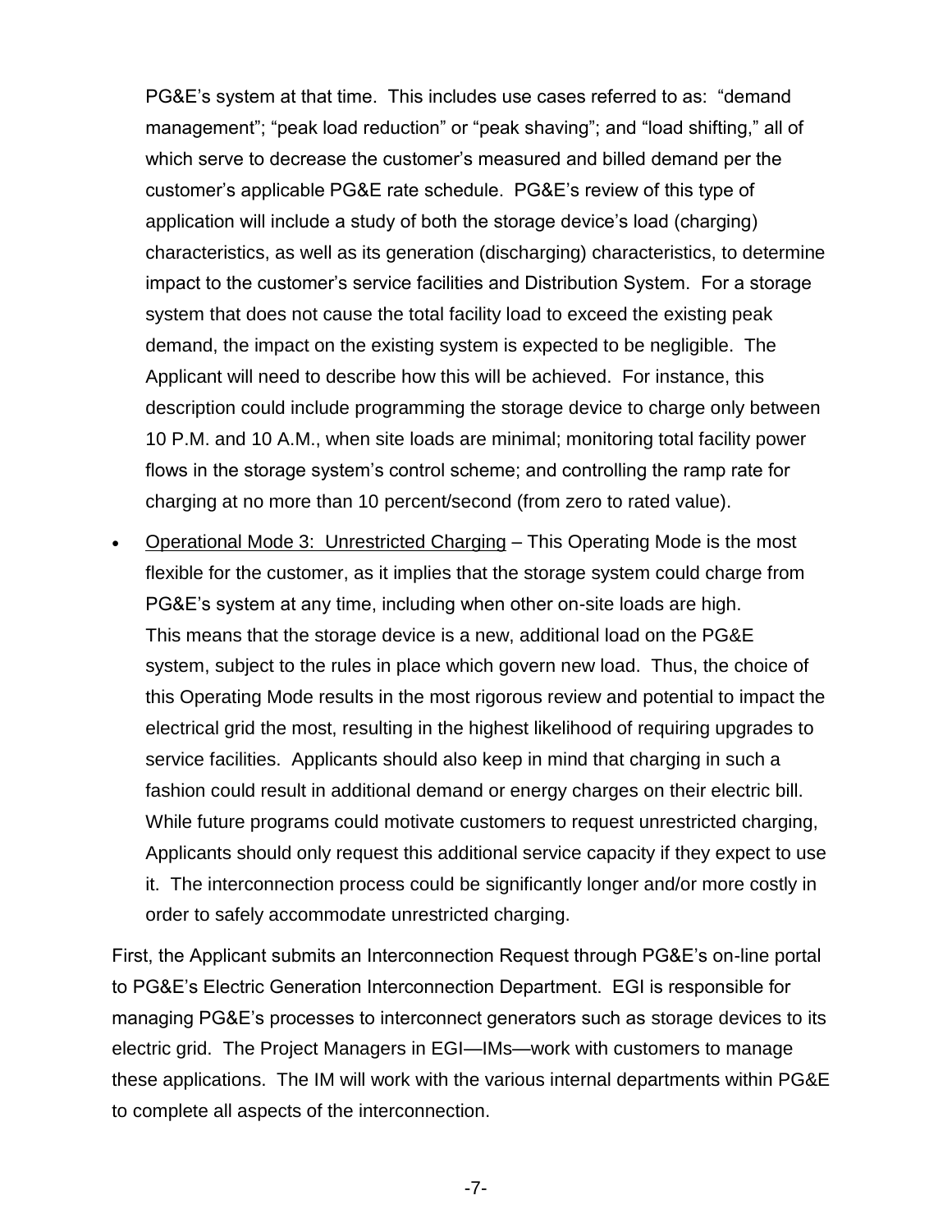PG&E's system at that time. This includes use cases referred to as: "demand management"; "peak load reduction" or "peak shaving"; and "load shifting," all of which serve to decrease the customer's measured and billed demand per the customer's applicable PG&E rate schedule. PG&E's review of this type of application will include a study of both the storage device's load (charging) characteristics, as well as its generation (discharging) characteristics, to determine impact to the customer's service facilities and Distribution System. For a storage system that does not cause the total facility load to exceed the existing peak demand, the impact on the existing system is expected to be negligible. The Applicant will need to describe how this will be achieved. For instance, this description could include programming the storage device to charge only between 10 P.M. and 10 A.M., when site loads are minimal; monitoring total facility power flows in the storage system's control scheme; and controlling the ramp rate for charging at no more than 10 percent/second (from zero to rated value).

- Operational Mode 3: Unrestricted Charging – This Operating Mode is the most flexible for the customer, as it implies that the storage system could charge from PG&E's system at any time, including when other on-site loads are high. This means that the storage device is a new, additional load on the PG&E system, subject to the rules in place which govern new load. Thus, the choice of this Operating Mode results in the most rigorous review and potential to impact the electrical grid the most, resulting in the highest likelihood of requiring upgrades to service facilities. Applicants should also keep in mind that charging in such a fashion could result in additional demand or energy charges on their electric bill. While future programs could motivate customers to request unrestricted charging, Applicants should only request this additional service capacity if they expect to use it. The interconnection process could be significantly longer and/or more costly in order to safely accommodate unrestricted charging.

First, the Applicant submits an Interconnection Request through PG&E's on-line portal to PG&E's Electric Generation Interconnection Department. EGI is responsible for managing PG&E's processes to interconnect generators such as storage devices to its electric grid. The Project Managers in EGI—IMs—work with customers to manage these applications. The IM will work with the various internal departments within PG&E to complete all aspects of the interconnection.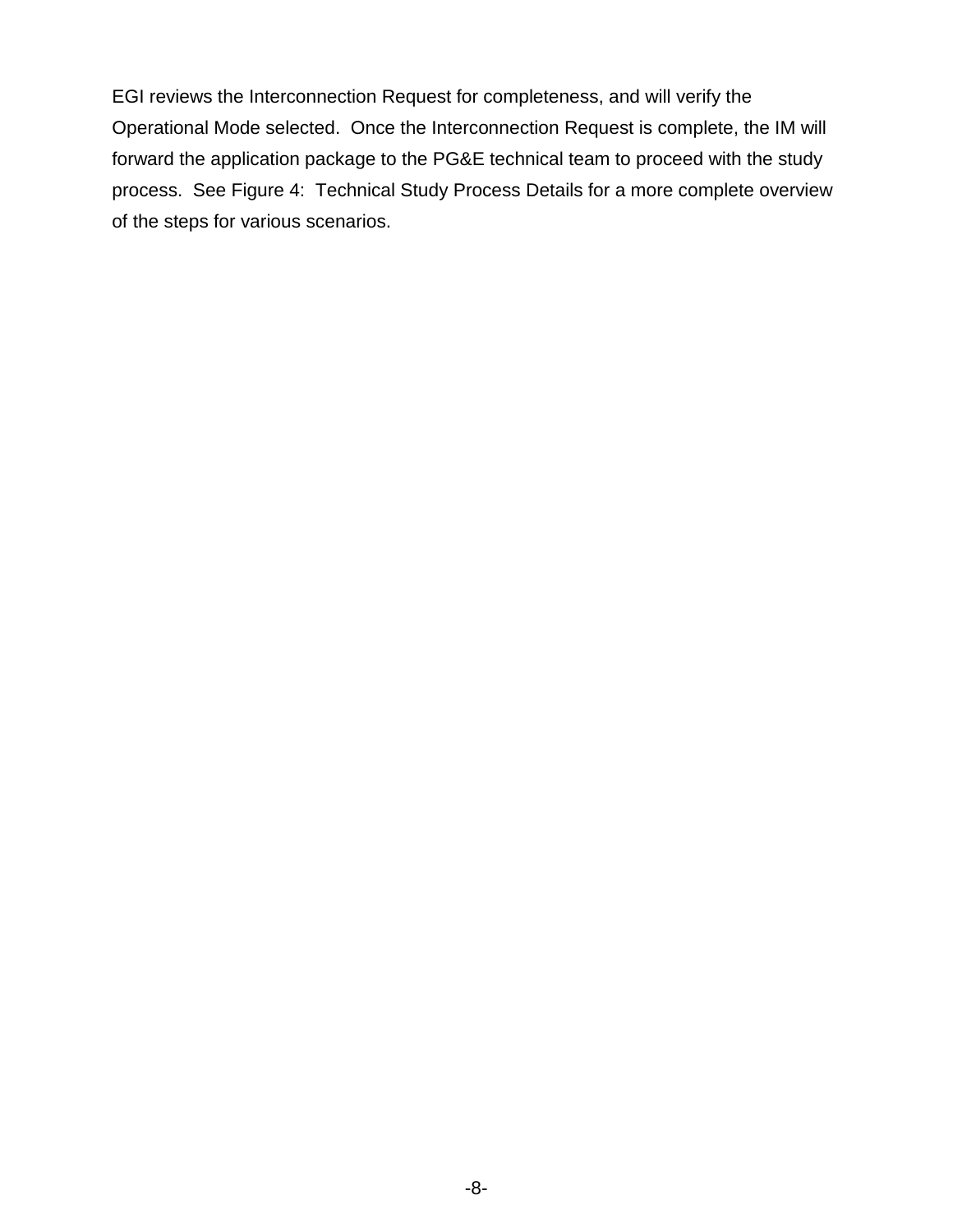EGI reviews the Interconnection Request for completeness, and will verify the Operational Mode selected. Once the Interconnection Request is complete, the IM will forward the application package to the PG&E technical team to proceed with the study process. See Figure 4: Technical Study Process Details for a more complete overview of the steps for various scenarios.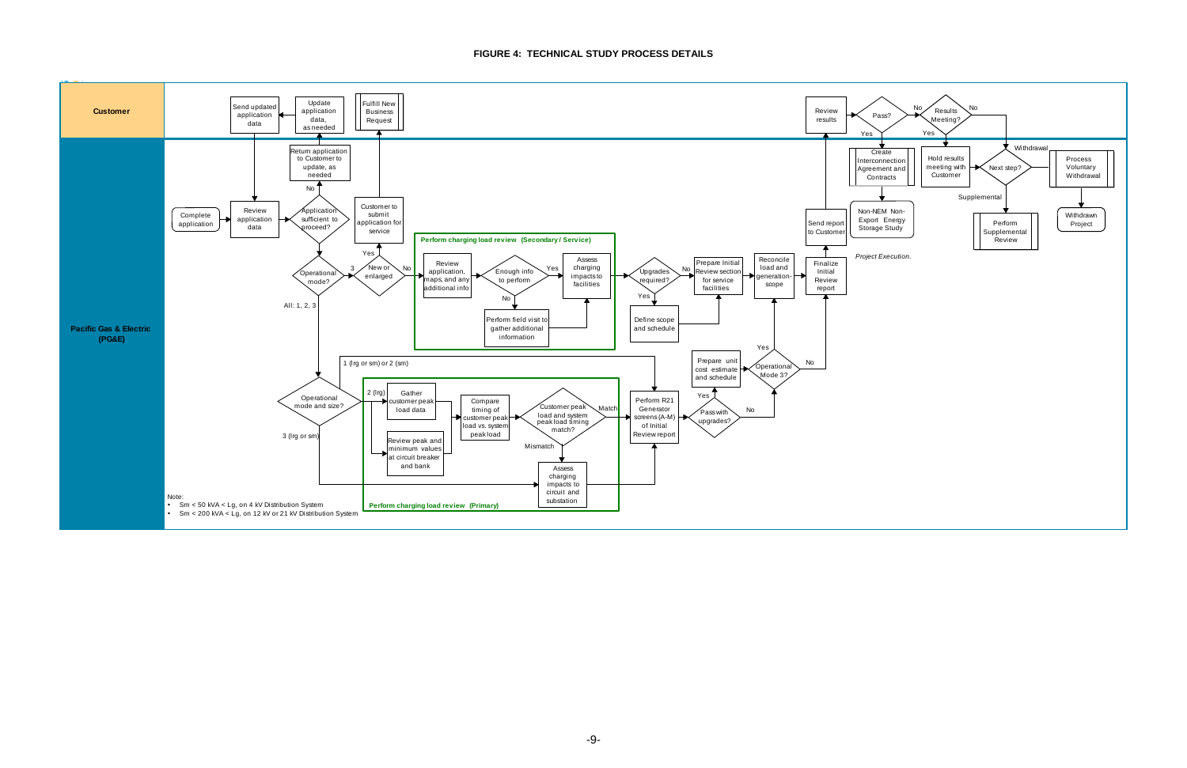**FIGURE 4: TECHNICAL STUDY PROCESS DETAILS**

**Customer**

Send updated application data

Update application data, as needed

Fulfill New Business Request

Review results

Pass?

No

Results Meeting?

No

Yes

Yes

**Pacific Gas & Electric (PG&E)**

Complete application

Review application data

Application sufficient to proceed?

No

Return application to Customer to update, as needed

Customer to submit application for service

Operational mode?

3

New or enlarged

Yes

No

All: 1, 2, 3

Perform charging load review (Secondary / Service)

Review application, maps, and any additional info

Enough info to perform

Yes

No

Assess charging impacts to facilities

Perform field visit to gather additional information

Upgrades required?

No

Yes

Define scope and schedule

Prepare Initial Review section for service facilities

Reconcile load and generation-scope

Finalize Initial Review report

Send report to Customer

Create Interconnection Agreement and Contracts

Non-NEM Non-Export Energy Storage Study

*Project Execution.*

Hold results meeting with Customer

Next step?

Withdrawal

Supplemental

Process Voluntary Withdrawal

Withdrawn Project

Perform Supplemental Review

1 (lrg or sm) or 2 (sm)

Operational mode and size?

2 (lrg)

3 (lrg or sm)

Perform charging load review (Primary)

Gather customer peak load data

Review peak and minimum values at circuit breaker and bank

Compare timing of customer peak load vs. system peak load

Customer peak load and system peak load timing match?

Match

Mismatch

Assess charging impacts to circuit and substation

Perform R21 Generator screens (A-M) of Initial Review report

Pass with upgrades?

Yes

No

Prepare unit cost estimate and schedule

Operational Mode 3?

Yes

No

Note:

- Sm < 50 kVA < Lg, on 4 kV Distribution System
- Sm < 200 kVA < Lg, on 12 kV or 21 kV Distribution System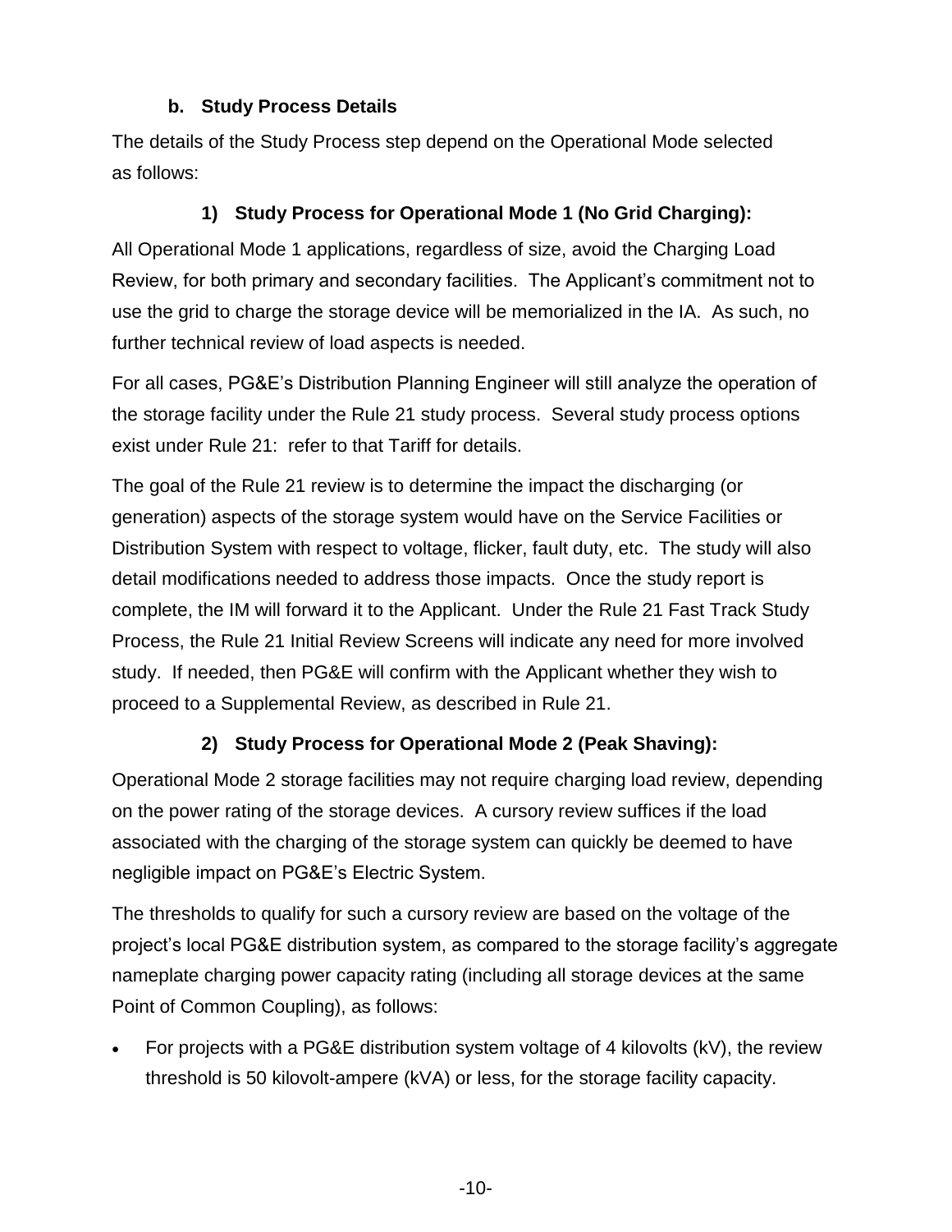### b. Study Process Details

The details of the Study Process step depend on the Operational Mode selected as follows:

#### 1) Study Process for Operational Mode 1 (No Grid Charging):

All Operational Mode 1 applications, regardless of size, avoid the Charging Load Review, for both primary and secondary facilities. The Applicant's commitment not to use the grid to charge the storage device will be memorialized in the IA. As such, no further technical review of load aspects is needed.

For all cases, PG&E's Distribution Planning Engineer will still analyze the operation of the storage facility under the Rule 21 study process. Several study process options exist under Rule 21: refer to that Tariff for details.

The goal of the Rule 21 review is to determine the impact the discharging (or generation) aspects of the storage system would have on the Service Facilities or Distribution System with respect to voltage, flicker, fault duty, etc. The study will also detail modifications needed to address those impacts. Once the study report is complete, the IM will forward it to the Applicant. Under the Rule 21 Fast Track Study Process, the Rule 21 Initial Review Screens will indicate any need for more involved study. If needed, then PG&E will confirm with the Applicant whether they wish to proceed to a Supplemental Review, as described in Rule 21.

#### 2) Study Process for Operational Mode 2 (Peak Shaving):

Operational Mode 2 storage facilities may not require charging load review, depending on the power rating of the storage devices. A cursory review suffices if the load associated with the charging of the storage system can quickly be deemed to have negligible impact on PG&E's Electric System.

The thresholds to qualify for such a cursory review are based on the voltage of the project's local PG&E distribution system, as compared to the storage facility's aggregate nameplate charging power capacity rating (including all storage devices at the same Point of Common Coupling), as follows:

- For projects with a PG&E distribution system voltage of 4 kilovolts (kV), the review threshold is 50 kilovolt-ampere (kVA) or less, for the storage facility capacity.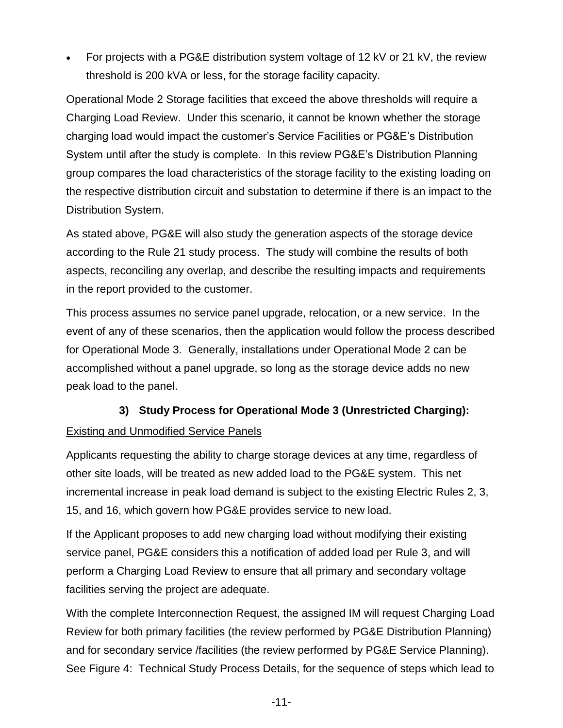- For projects with a PG&E distribution system voltage of 12 kV or 21 kV, the review threshold is 200 kVA or less, for the storage facility capacity.

Operational Mode 2 Storage facilities that exceed the above thresholds will require a Charging Load Review. Under this scenario, it cannot be known whether the storage charging load would impact the customer's Service Facilities or PG&E's Distribution System until after the study is complete. In this review PG&E's Distribution Planning group compares the load characteristics of the storage facility to the existing loading on the respective distribution circuit and substation to determine if there is an impact to the Distribution System.

As stated above, PG&E will also study the generation aspects of the storage device according to the Rule 21 study process. The study will combine the results of both aspects, reconciling any overlap, and describe the resulting impacts and requirements in the report provided to the customer.

This process assumes no service panel upgrade, relocation, or a new service. In the event of any of these scenarios, then the application would follow the process described for Operational Mode 3. Generally, installations under Operational Mode 2 can be accomplished without a panel upgrade, so long as the storage device adds no new peak load to the panel.

### 3) Study Process for Operational Mode 3 (Unrestricted Charging):

Existing and Unmodified Service Panels

Applicants requesting the ability to charge storage devices at any time, regardless of other site loads, will be treated as new added load to the PG&E system. This net incremental increase in peak load demand is subject to the existing Electric Rules 2, 3, 15, and 16, which govern how PG&E provides service to new load.

If the Applicant proposes to add new charging load without modifying their existing service panel, PG&E considers this a notification of added load per Rule 3, and will perform a Charging Load Review to ensure that all primary and secondary voltage facilities serving the project are adequate.

With the complete Interconnection Request, the assigned IM will request Charging Load Review for both primary facilities (the review performed by PG&E Distribution Planning) and for secondary service /facilities (the review performed by PG&E Service Planning). See Figure 4: Technical Study Process Details, for the sequence of steps which lead to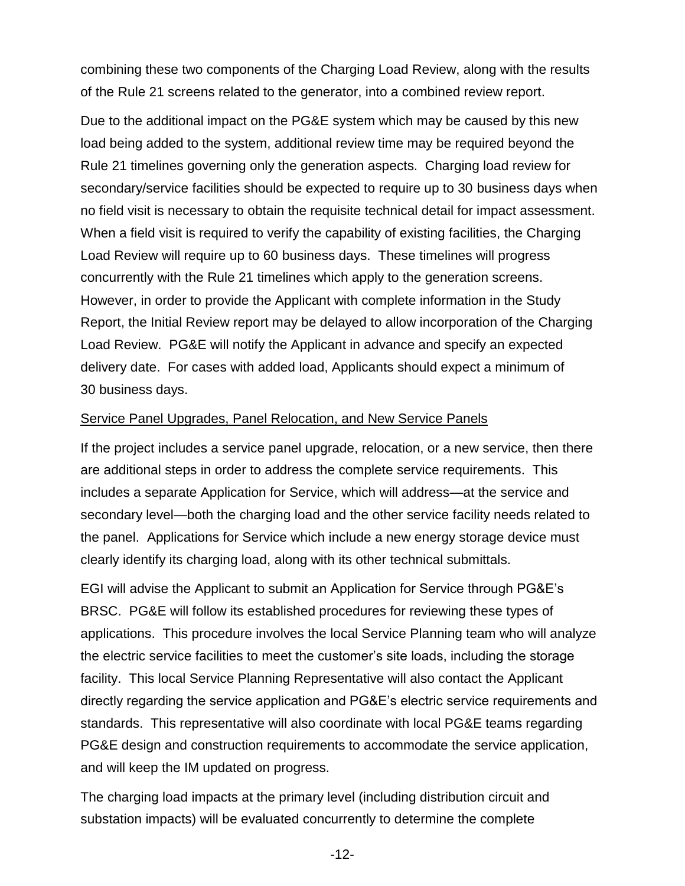combining these two components of the Charging Load Review, along with the results of the Rule 21 screens related to the generator, into a combined review report.

Due to the additional impact on the PG&E system which may be caused by this new load being added to the system, additional review time may be required beyond the Rule 21 timelines governing only the generation aspects. Charging load review for secondary/service facilities should be expected to require up to 30 business days when no field visit is necessary to obtain the requisite technical detail for impact assessment. When a field visit is required to verify the capability of existing facilities, the Charging Load Review will require up to 60 business days. These timelines will progress concurrently with the Rule 21 timelines which apply to the generation screens. However, in order to provide the Applicant with complete information in the Study Report, the Initial Review report may be delayed to allow incorporation of the Charging Load Review. PG&E will notify the Applicant in advance and specify an expected delivery date. For cases with added load, Applicants should expect a minimum of 30 business days.

<u>Service Panel Upgrades, Panel Relocation, and New Service Panels</u>

If the project includes a service panel upgrade, relocation, or a new service, then there are additional steps in order to address the complete service requirements. This includes a separate Application for Service, which will address—at the service and secondary level—both the charging load and the other service facility needs related to the panel. Applications for Service which include a new energy storage device must clearly identify its charging load, along with its other technical submittals.

EGI will advise the Applicant to submit an Application for Service through PG&E's BRSC. PG&E will follow its established procedures for reviewing these types of applications. This procedure involves the local Service Planning team who will analyze the electric service facilities to meet the customer's site loads, including the storage facility. This local Service Planning Representative will also contact the Applicant directly regarding the service application and PG&E's electric service requirements and standards. This representative will also coordinate with local PG&E teams regarding PG&E design and construction requirements to accommodate the service application, and will keep the IM updated on progress.

The charging load impacts at the primary level (including distribution circuit and substation impacts) will be evaluated concurrently to determine the complete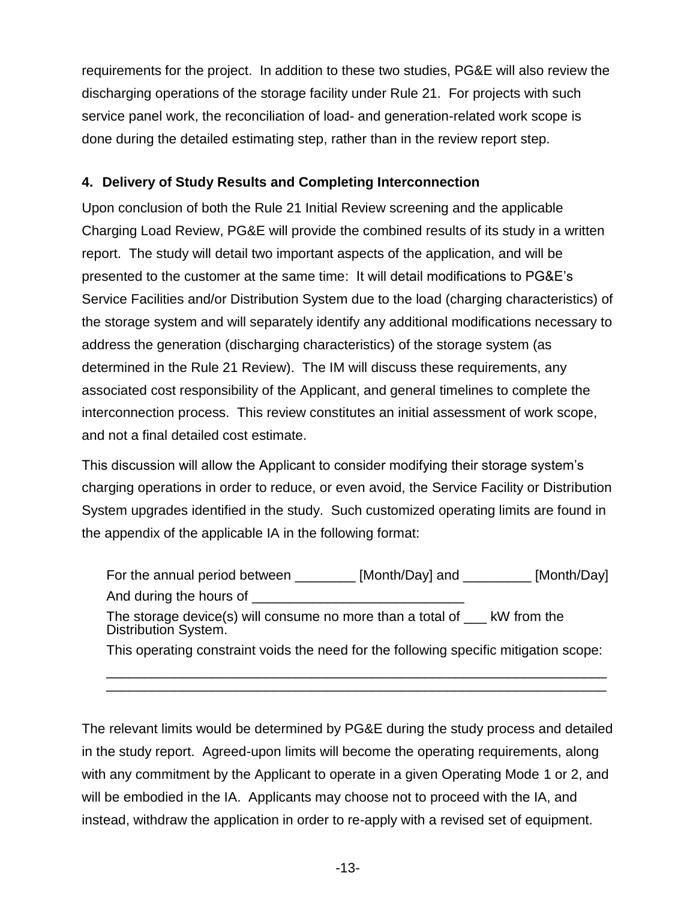requirements for the project. In addition to these two studies, PG&E will also review the discharging operations of the storage facility under Rule 21. For projects with such service panel work, the reconciliation of load- and generation-related work scope is done during the detailed estimating step, rather than in the review report step.

### 4. Delivery of Study Results and Completing Interconnection

Upon conclusion of both the Rule 21 Initial Review screening and the applicable Charging Load Review, PG&E will provide the combined results of its study in a written report. The study will detail two important aspects of the application, and will be presented to the customer at the same time: It will detail modifications to PG&E's Service Facilities and/or Distribution System due to the load (charging characteristics) of the storage system and will separately identify any additional modifications necessary to address the generation (discharging characteristics) of the storage system (as determined in the Rule 21 Review). The IM will discuss these requirements, any associated cost responsibility of the Applicant, and general timelines to complete the interconnection process. This review constitutes an initial assessment of work scope, and not a final detailed cost estimate.

This discussion will allow the Applicant to consider modifying their storage system's charging operations in order to reduce, or even avoid, the Service Facility or Distribution System upgrades identified in the study. Such customized operating limits are found in the appendix of the applicable IA in the following format:

> For the annual period between ________ [Month/Day] and _________ [Month/Day]
> And during the hours of ___________________________
> The storage device(s) will consume no more than a total of ___ kW from the Distribution System.
> This operating constraint voids the need for the following specific mitigation scope:
> ________________________________________________________________
> ________________________________________________________________

The relevant limits would be determined by PG&E during the study process and detailed in the study report. Agreed-upon limits will become the operating requirements, along with any commitment by the Applicant to operate in a given Operating Mode 1 or 2, and will be embodied in the IA. Applicants may choose not to proceed with the IA, and instead, withdraw the application in order to re-apply with a revised set of equipment.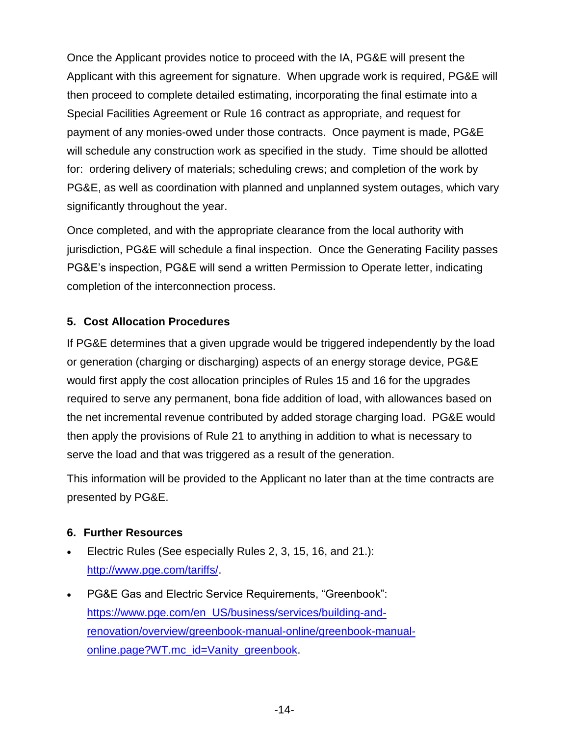Once the Applicant provides notice to proceed with the IA, PG&E will present the Applicant with this agreement for signature. When upgrade work is required, PG&E will then proceed to complete detailed estimating, incorporating the final estimate into a Special Facilities Agreement or Rule 16 contract as appropriate, and request for payment of any monies-owed under those contracts. Once payment is made, PG&E will schedule any construction work as specified in the study. Time should be allotted for: ordering delivery of materials; scheduling crews; and completion of the work by PG&E, as well as coordination with planned and unplanned system outages, which vary significantly throughout the year.

Once completed, and with the appropriate clearance from the local authority with jurisdiction, PG&E will schedule a final inspection. Once the Generating Facility passes PG&E's inspection, PG&E will send a written Permission to Operate letter, indicating completion of the interconnection process.

### 5. Cost Allocation Procedures

If PG&E determines that a given upgrade would be triggered independently by the load or generation (charging or discharging) aspects of an energy storage device, PG&E would first apply the cost allocation principles of Rules 15 and 16 for the upgrades required to serve any permanent, bona fide addition of load, with allowances based on the net incremental revenue contributed by added storage charging load. PG&E would then apply the provisions of Rule 21 to anything in addition to what is necessary to serve the load and that was triggered as a result of the generation.

This information will be provided to the Applicant no later than at the time contracts are presented by PG&E.

### 6. Further Resources

- Electric Rules (See especially Rules 2, 3, 15, 16, and 21.): http://www.pge.com/tariffs/.
- PG&E Gas and Electric Service Requirements, "Greenbook": https://www.pge.com/en_US/business/services/building-and-renovation/overview/greenbook-manual-online/greenbook-manual-online.page?WT.mc_id=Vanity_greenbook.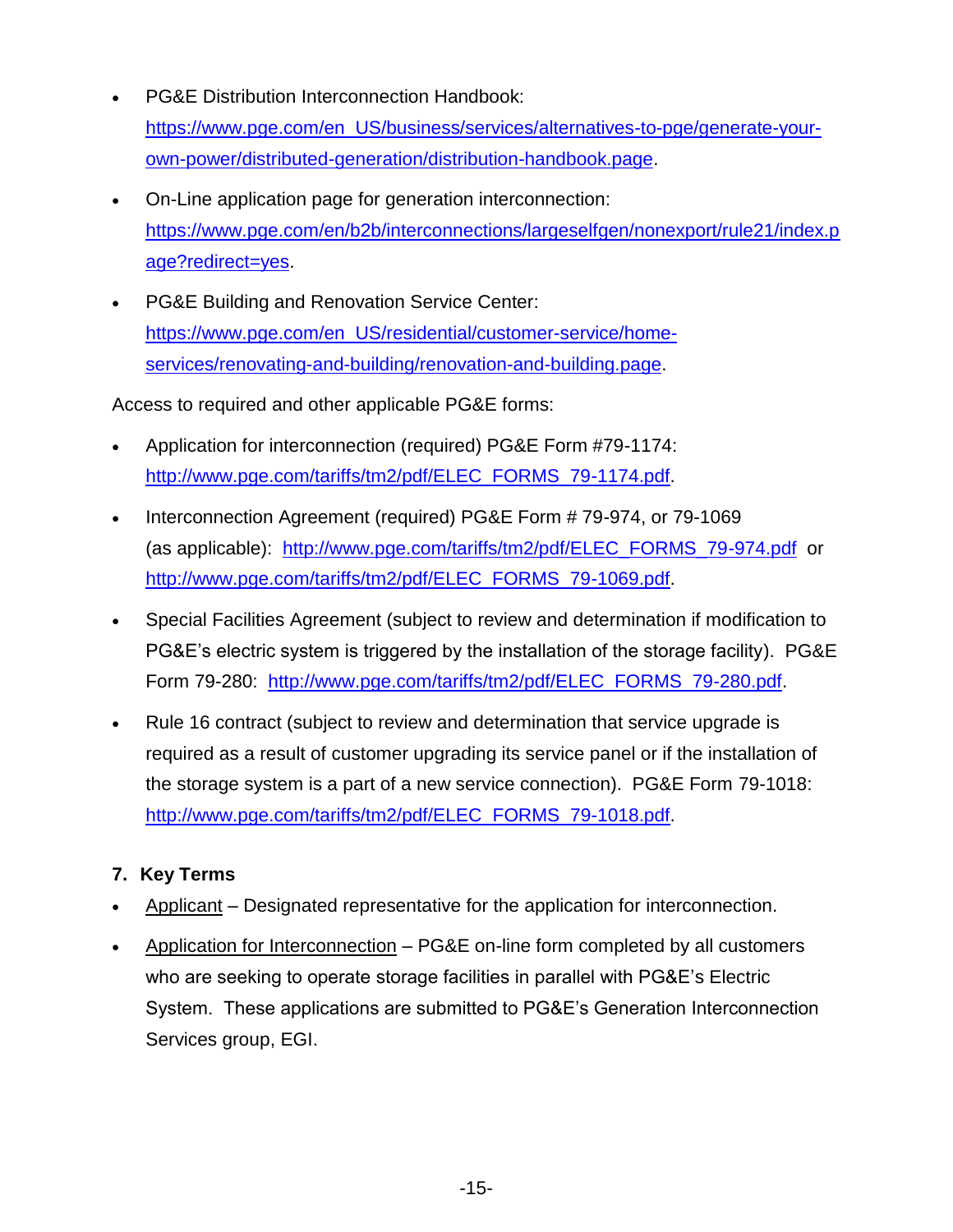- PG&E Distribution Interconnection Handbook: https://www.pge.com/en_US/business/services/alternatives-to-pge/generate-your-own-power/distributed-generation/distribution-handbook.page.
- On-Line application page for generation interconnection: https://www.pge.com/en/b2b/interconnections/largeselfgen/nonexport/rule21/index.page?redirect=yes.
- PG&E Building and Renovation Service Center: https://www.pge.com/en_US/residential/customer-service/home-services/renovating-and-building/renovation-and-building.page.

Access to required and other applicable PG&E forms:

- Application for interconnection (required) PG&E Form #79-1174: http://www.pge.com/tariffs/tm2/pdf/ELEC_FORMS_79-1174.pdf.
- Interconnection Agreement (required) PG&E Form # 79-974, or 79-1069 (as applicable): http://www.pge.com/tariffs/tm2/pdf/ELEC_FORMS_79-974.pdf or http://www.pge.com/tariffs/tm2/pdf/ELEC_FORMS_79-1069.pdf.
- Special Facilities Agreement (subject to review and determination if modification to PG&E's electric system is triggered by the installation of the storage facility). PG&E Form 79-280: http://www.pge.com/tariffs/tm2/pdf/ELEC_FORMS_79-280.pdf.
- Rule 16 contract (subject to review and determination that service upgrade is required as a result of customer upgrading its service panel or if the installation of the storage system is a part of a new service connection). PG&E Form 79-1018: http://www.pge.com/tariffs/tm2/pdf/ELEC_FORMS_79-1018.pdf.

## 7. Key Terms

- Applicant – Designated representative for the application for interconnection.
- Application for Interconnection – PG&E on-line form completed by all customers who are seeking to operate storage facilities in parallel with PG&E's Electric System. These applications are submitted to PG&E's Generation Interconnection Services group, EGI.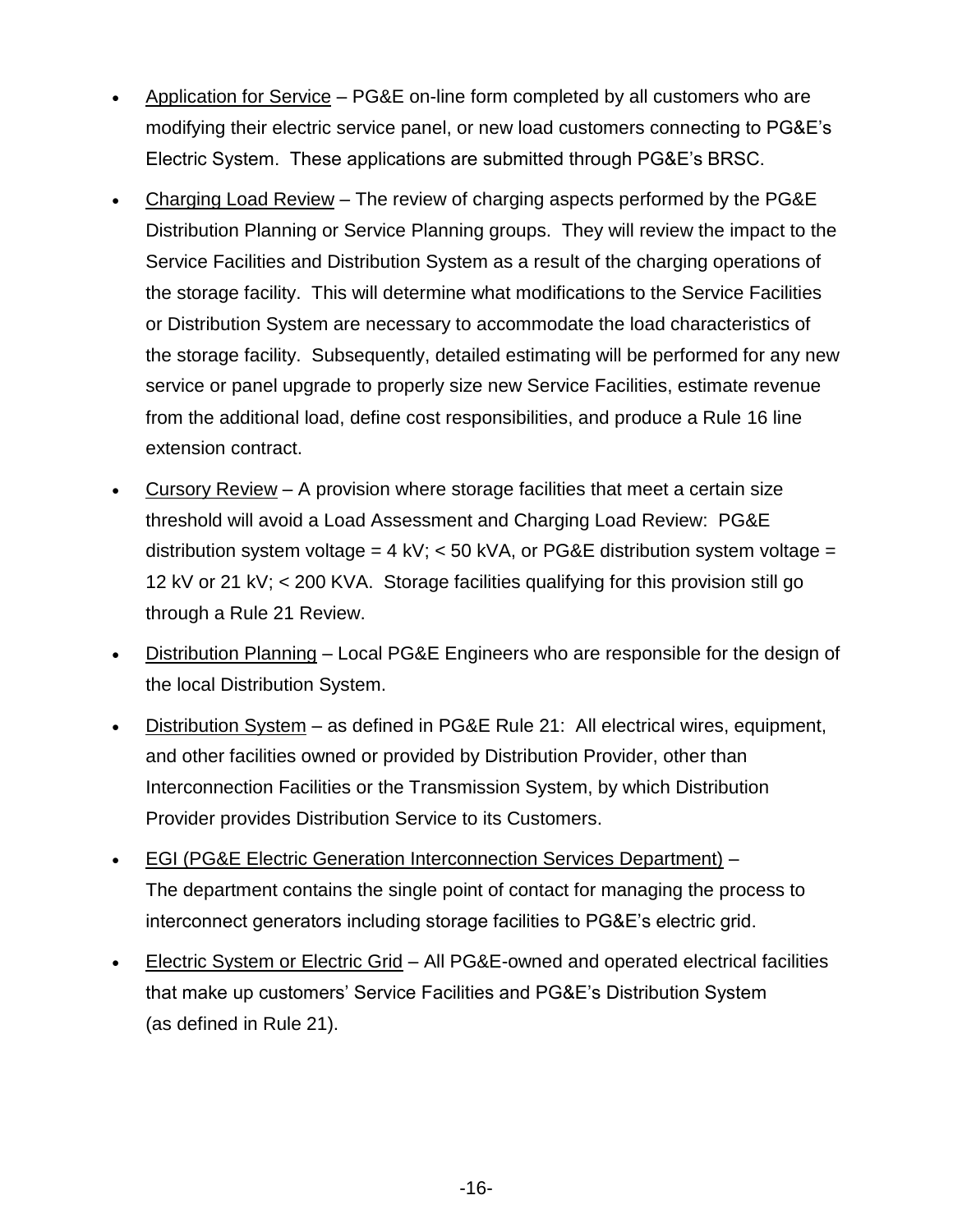- Application for Service – PG&E on-line form completed by all customers who are modifying their electric service panel, or new load customers connecting to PG&E's Electric System. These applications are submitted through PG&E's BRSC.
- Charging Load Review – The review of charging aspects performed by the PG&E Distribution Planning or Service Planning groups. They will review the impact to the Service Facilities and Distribution System as a result of the charging operations of the storage facility. This will determine what modifications to the Service Facilities or Distribution System are necessary to accommodate the load characteristics of the storage facility. Subsequently, detailed estimating will be performed for any new service or panel upgrade to properly size new Service Facilities, estimate revenue from the additional load, define cost responsibilities, and produce a Rule 16 line extension contract.
- Cursory Review – A provision where storage facilities that meet a certain size threshold will avoid a Load Assessment and Charging Load Review: PG&E distribution system voltage = 4 kV; < 50 kVA, or PG&E distribution system voltage = 12 kV or 21 kV; < 200 KVA. Storage facilities qualifying for this provision still go through a Rule 21 Review.
- Distribution Planning – Local PG&E Engineers who are responsible for the design of the local Distribution System.
- Distribution System – as defined in PG&E Rule 21: All electrical wires, equipment, and other facilities owned or provided by Distribution Provider, other than Interconnection Facilities or the Transmission System, by which Distribution Provider provides Distribution Service to its Customers.
- EGI (PG&E Electric Generation Interconnection Services Department) – The department contains the single point of contact for managing the process to interconnect generators including storage facilities to PG&E's electric grid.
- Electric System or Electric Grid – All PG&E-owned and operated electrical facilities that make up customers' Service Facilities and PG&E's Distribution System (as defined in Rule 21).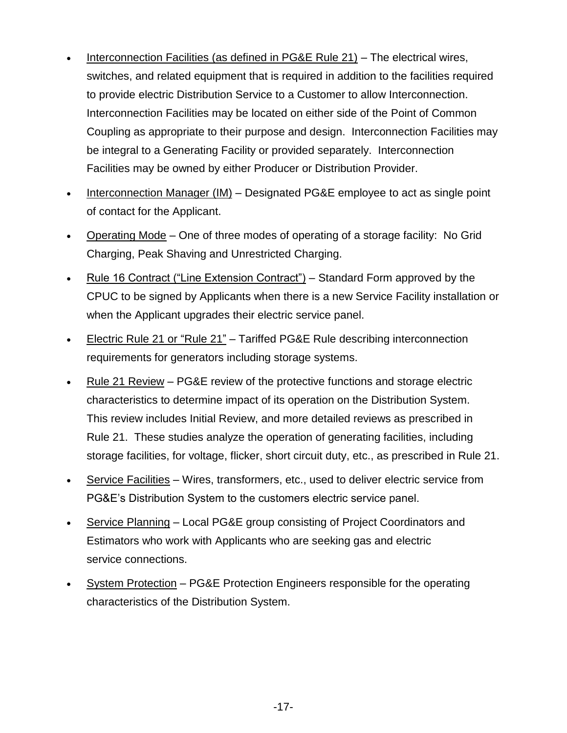- Interconnection Facilities (as defined in PG&E Rule 21) – The electrical wires, switches, and related equipment that is required in addition to the facilities required to provide electric Distribution Service to a Customer to allow Interconnection. Interconnection Facilities may be located on either side of the Point of Common Coupling as appropriate to their purpose and design. Interconnection Facilities may be integral to a Generating Facility or provided separately. Interconnection Facilities may be owned by either Producer or Distribution Provider.
- Interconnection Manager (IM) – Designated PG&E employee to act as single point of contact for the Applicant.
- Operating Mode – One of three modes of operating of a storage facility: No Grid Charging, Peak Shaving and Unrestricted Charging.
- Rule 16 Contract ("Line Extension Contract") – Standard Form approved by the CPUC to be signed by Applicants when there is a new Service Facility installation or when the Applicant upgrades their electric service panel.
- Electric Rule 21 or "Rule 21" – Tariffed PG&E Rule describing interconnection requirements for generators including storage systems.
- Rule 21 Review – PG&E review of the protective functions and storage electric characteristics to determine impact of its operation on the Distribution System. This review includes Initial Review, and more detailed reviews as prescribed in Rule 21. These studies analyze the operation of generating facilities, including storage facilities, for voltage, flicker, short circuit duty, etc., as prescribed in Rule 21.
- Service Facilities – Wires, transformers, etc., used to deliver electric service from PG&E's Distribution System to the customers electric service panel.
- Service Planning – Local PG&E group consisting of Project Coordinators and Estimators who work with Applicants who are seeking gas and electric service connections.
- System Protection – PG&E Protection Engineers responsible for the operating characteristics of the Distribution System.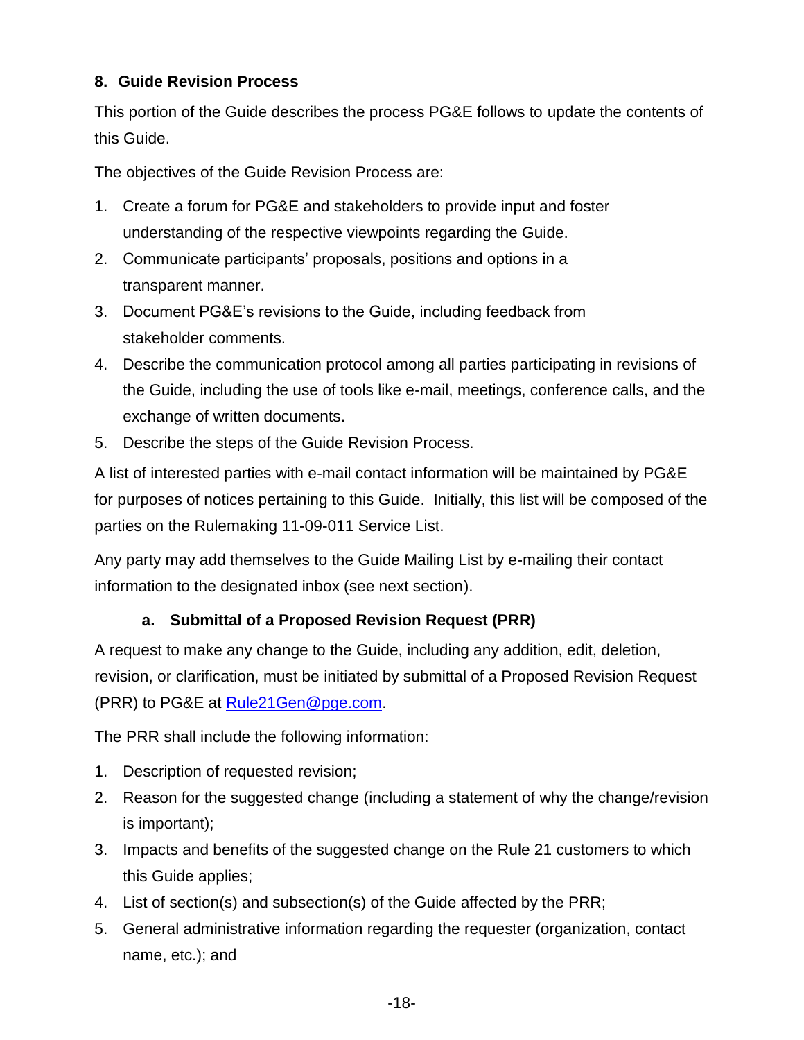## 8. Guide Revision Process

This portion of the Guide describes the process PG&E follows to update the contents of this Guide.

The objectives of the Guide Revision Process are:

1. Create a forum for PG&E and stakeholders to provide input and foster understanding of the respective viewpoints regarding the Guide.
2. Communicate participants' proposals, positions and options in a transparent manner.
3. Document PG&E's revisions to the Guide, including feedback from stakeholder comments.
4. Describe the communication protocol among all parties participating in revisions of the Guide, including the use of tools like e-mail, meetings, conference calls, and the exchange of written documents.
5. Describe the steps of the Guide Revision Process.

A list of interested parties with e-mail contact information will be maintained by PG&E for purposes of notices pertaining to this Guide. Initially, this list will be composed of the parties on the Rulemaking 11-09-011 Service List.

Any party may add themselves to the Guide Mailing List by e-mailing their contact information to the designated inbox (see next section).

### a. Submittal of a Proposed Revision Request (PRR)

A request to make any change to the Guide, including any addition, edit, deletion, revision, or clarification, must be initiated by submittal of a Proposed Revision Request (PRR) to PG&E at Rule21Gen@pge.com.

The PRR shall include the following information:

1. Description of requested revision;
2. Reason for the suggested change (including a statement of why the change/revision is important);
3. Impacts and benefits of the suggested change on the Rule 21 customers to which this Guide applies;
4. List of section(s) and subsection(s) of the Guide affected by the PRR;
5. General administrative information regarding the requester (organization, contact name, etc.); and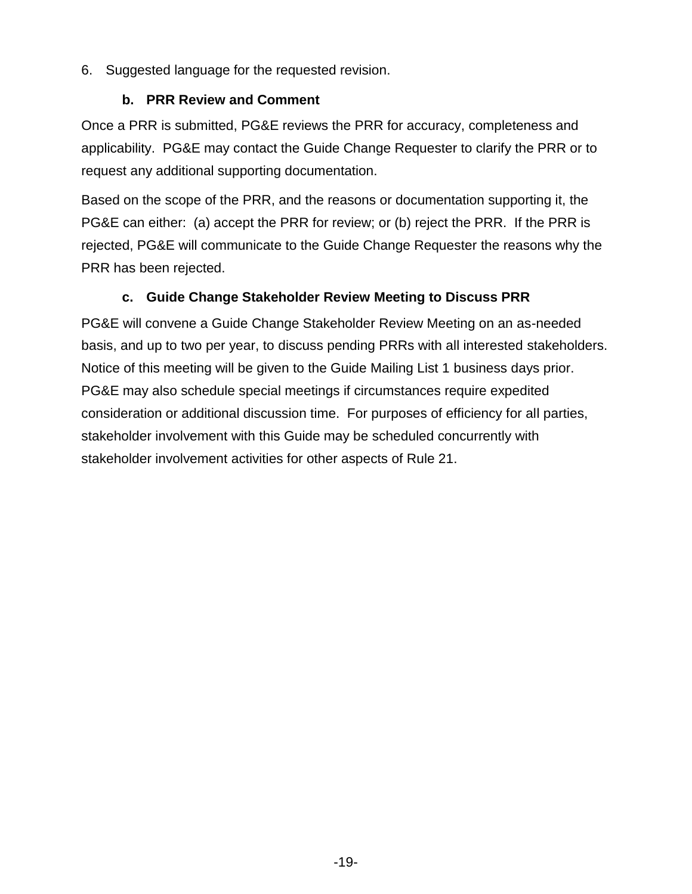6. Suggested language for the requested revision.

### b. PRR Review and Comment

Once a PRR is submitted, PG&E reviews the PRR for accuracy, completeness and applicability.  PG&E may contact the Guide Change Requester to clarify the PRR or to request any additional supporting documentation.

Based on the scope of the PRR, and the reasons or documentation supporting it, the PG&E can either:  (a) accept the PRR for review; or (b) reject the PRR.  If the PRR is rejected, PG&E will communicate to the Guide Change Requester the reasons why the PRR has been rejected.

### c. Guide Change Stakeholder Review Meeting to Discuss PRR

PG&E will convene a Guide Change Stakeholder Review Meeting on an as-needed basis, and up to two per year, to discuss pending PRRs with all interested stakeholders. Notice of this meeting will be given to the Guide Mailing List 1 business days prior. PG&E may also schedule special meetings if circumstances require expedited consideration or additional discussion time.  For purposes of efficiency for all parties, stakeholder involvement with this Guide may be scheduled concurrently with stakeholder involvement activities for other aspects of Rule 21.